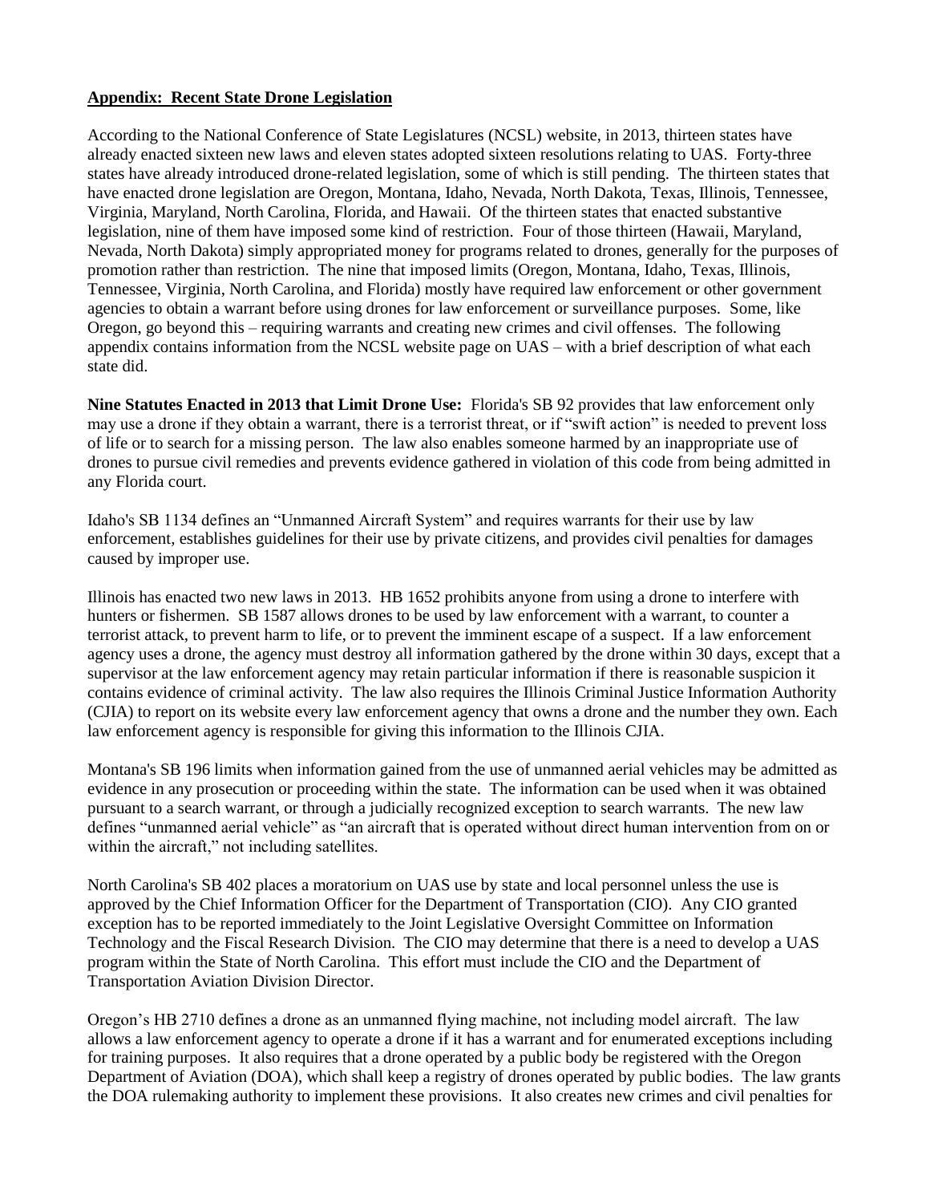## **Appendix: Recent State Drone Legislation**

According to the National Conference of State Legislatures (NCSL) website, in 2013, thirteen states have already enacted sixteen new laws and eleven states adopted sixteen resolutions relating to UAS. Forty-three states have already introduced drone-related legislation, some of which is still pending. The thirteen states that have enacted drone legislation are Oregon, Montana, Idaho, Nevada, North Dakota, Texas, Illinois, Tennessee, Virginia, Maryland, North Carolina, Florida, and Hawaii. Of the thirteen states that enacted substantive legislation, nine of them have imposed some kind of restriction. Four of those thirteen (Hawaii, Maryland, Nevada, North Dakota) simply appropriated money for programs related to drones, generally for the purposes of promotion rather than restriction. The nine that imposed limits (Oregon, Montana, Idaho, Texas, Illinois, Tennessee, Virginia, North Carolina, and Florida) mostly have required law enforcement or other government agencies to obtain a warrant before using drones for law enforcement or surveillance purposes. Some, like Oregon, go beyond this – requiring warrants and creating new crimes and civil offenses. The following appendix contains information from the NCSL website page on UAS – with a brief description of what each state did.

**Nine Statutes Enacted in 2013 that Limit Drone Use:** Florida's SB 92 provides that law enforcement only may use a drone if they obtain a warrant, there is a terrorist threat, or if "swift action" is needed to prevent loss of life or to search for a missing person. The law also enables someone harmed by an inappropriate use of drones to pursue civil remedies and prevents evidence gathered in violation of this code from being admitted in any Florida court.

Idaho's SB 1134 defines an "Unmanned Aircraft System" and requires warrants for their use by law enforcement, establishes guidelines for their use by private citizens, and provides civil penalties for damages caused by improper use.

Illinois has enacted two new laws in 2013. HB 1652 prohibits anyone from using a drone to interfere with hunters or fishermen. SB 1587 allows drones to be used by law enforcement with a warrant, to counter a terrorist attack, to prevent harm to life, or to prevent the imminent escape of a suspect. If a law enforcement agency uses a drone, the agency must destroy all information gathered by the drone within 30 days, except that a supervisor at the law enforcement agency may retain particular information if there is reasonable suspicion it contains evidence of criminal activity. The law also requires the Illinois Criminal Justice Information Authority (CJIA) to report on its website every law enforcement agency that owns a drone and the number they own. Each law enforcement agency is responsible for giving this information to the Illinois CJIA.

Montana's SB 196 limits when information gained from the use of unmanned aerial vehicles may be admitted as evidence in any prosecution or proceeding within the state. The information can be used when it was obtained pursuant to a search warrant, or through a judicially recognized exception to search warrants. The new law defines "unmanned aerial vehicle" as "an aircraft that is operated without direct human intervention from on or within the aircraft," not including satellites.

North Carolina's SB 402 places a moratorium on UAS use by state and local personnel unless the use is approved by the Chief Information Officer for the Department of Transportation (CIO). Any CIO granted exception has to be reported immediately to the Joint Legislative Oversight Committee on Information Technology and the Fiscal Research Division. The CIO may determine that there is a need to develop a UAS program within the State of North Carolina. This effort must include the CIO and the Department of Transportation Aviation Division Director.

Oregon's HB 2710 defines a drone as an unmanned flying machine, not including model aircraft. The law allows a law enforcement agency to operate a drone if it has a warrant and for enumerated exceptions including for training purposes. It also requires that a drone operated by a public body be registered with the Oregon Department of Aviation (DOA), which shall keep a registry of drones operated by public bodies. The law grants the DOA rulemaking authority to implement these provisions. It also creates new crimes and civil penalties for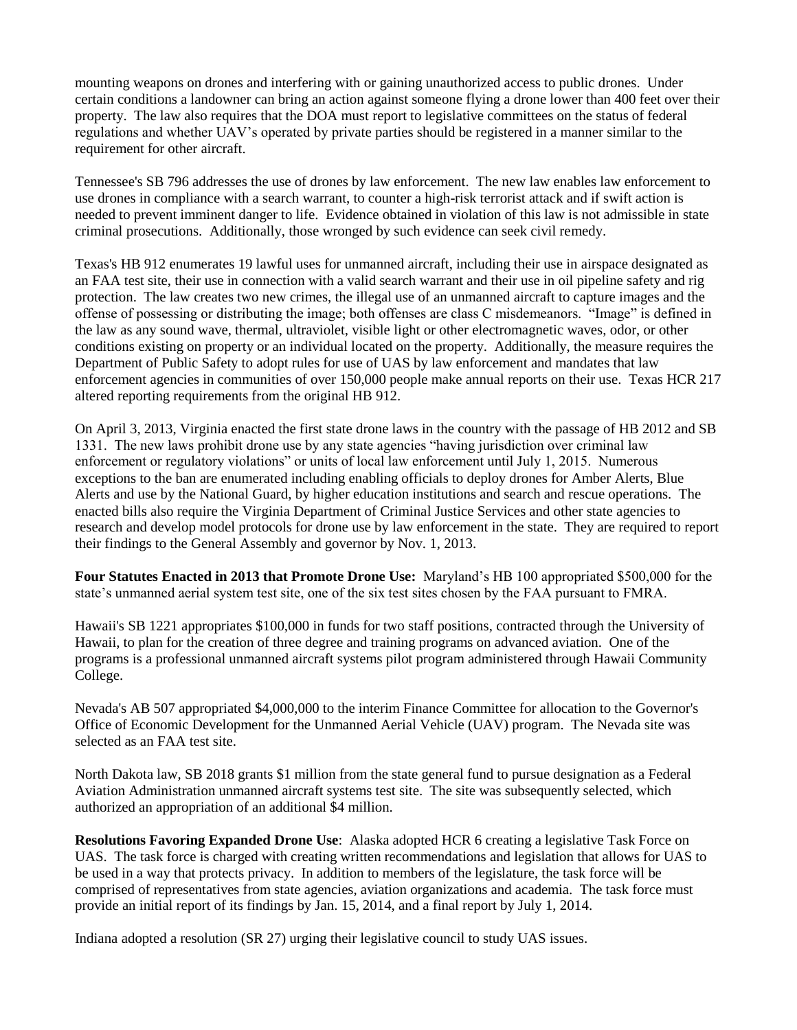mounting weapons on drones and interfering with or gaining unauthorized access to public drones. Under certain conditions a landowner can bring an action against someone flying a drone lower than 400 feet over their property. The law also requires that the DOA must report to legislative committees on the status of federal regulations and whether UAV's operated by private parties should be registered in a manner similar to the requirement for other aircraft.

Tennessee's SB 796 addresses the use of drones by law enforcement. The new law enables law enforcement to use drones in compliance with a search warrant, to counter a high-risk terrorist attack and if swift action is needed to prevent imminent danger to life. Evidence obtained in violation of this law is not admissible in state criminal prosecutions. Additionally, those wronged by such evidence can seek civil remedy.

Texas's HB 912 enumerates 19 lawful uses for unmanned aircraft, including their use in airspace designated as an FAA test site, their use in connection with a valid search warrant and their use in oil pipeline safety and rig protection. The law creates two new crimes, the illegal use of an unmanned aircraft to capture images and the offense of possessing or distributing the image; both offenses are class C misdemeanors. "Image" is defined in the law as any sound wave, thermal, ultraviolet, visible light or other electromagnetic waves, odor, or other conditions existing on property or an individual located on the property. Additionally, the measure requires the Department of Public Safety to adopt rules for use of UAS by law enforcement and mandates that law enforcement agencies in communities of over 150,000 people make annual reports on their use. Texas HCR 217 altered reporting requirements from the original HB 912.

On April 3, 2013, Virginia enacted the first state drone laws in the country with the passage of HB 2012 and SB 1331. The new laws prohibit drone use by any state agencies "having jurisdiction over criminal law enforcement or regulatory violations" or units of local law enforcement until July 1, 2015. Numerous exceptions to the ban are enumerated including enabling officials to deploy drones for Amber Alerts, Blue Alerts and use by the National Guard, by higher education institutions and search and rescue operations. The enacted bills also require the Virginia Department of Criminal Justice Services and other state agencies to research and develop model protocols for drone use by law enforcement in the state. They are required to report their findings to the General Assembly and governor by Nov. 1, 2013.

**Four Statutes Enacted in 2013 that Promote Drone Use:** Maryland's HB 100 appropriated $500,000 for the state's unmanned aerial system test site, one of the six test sites chosen by the FAA pursuant to FMRA.

Hawaii's SB 1221 appropriates $100,000 in funds for two staff positions, contracted through the University of Hawaii, to plan for the creation of three degree and training programs on advanced aviation. One of the programs is a professional unmanned aircraft systems pilot program administered through Hawaii Community College.

Nevada's AB 507 appropriated $4,000,000 to the interim Finance Committee for allocation to the Governor's Office of Economic Development for the Unmanned Aerial Vehicle (UAV) program. The Nevada site was selected as an FAA test site.

North Dakota law, SB 2018 grants $1 million from the state general fund to pursue designation as a Federal Aviation Administration unmanned aircraft systems test site. The site was subsequently selected, which authorized an appropriation of an additional $4 million.

**Resolutions Favoring Expanded Drone Use**: Alaska adopted HCR 6 creating a legislative Task Force on UAS. The task force is charged with creating written recommendations and legislation that allows for UAS to be used in a way that protects privacy. In addition to members of the legislature, the task force will be comprised of representatives from state agencies, aviation organizations and academia. The task force must provide an initial report of its findings by Jan. 15, 2014, and a final report by July 1, 2014.

Indiana adopted a resolution (SR 27) urging their legislative council to study UAS issues.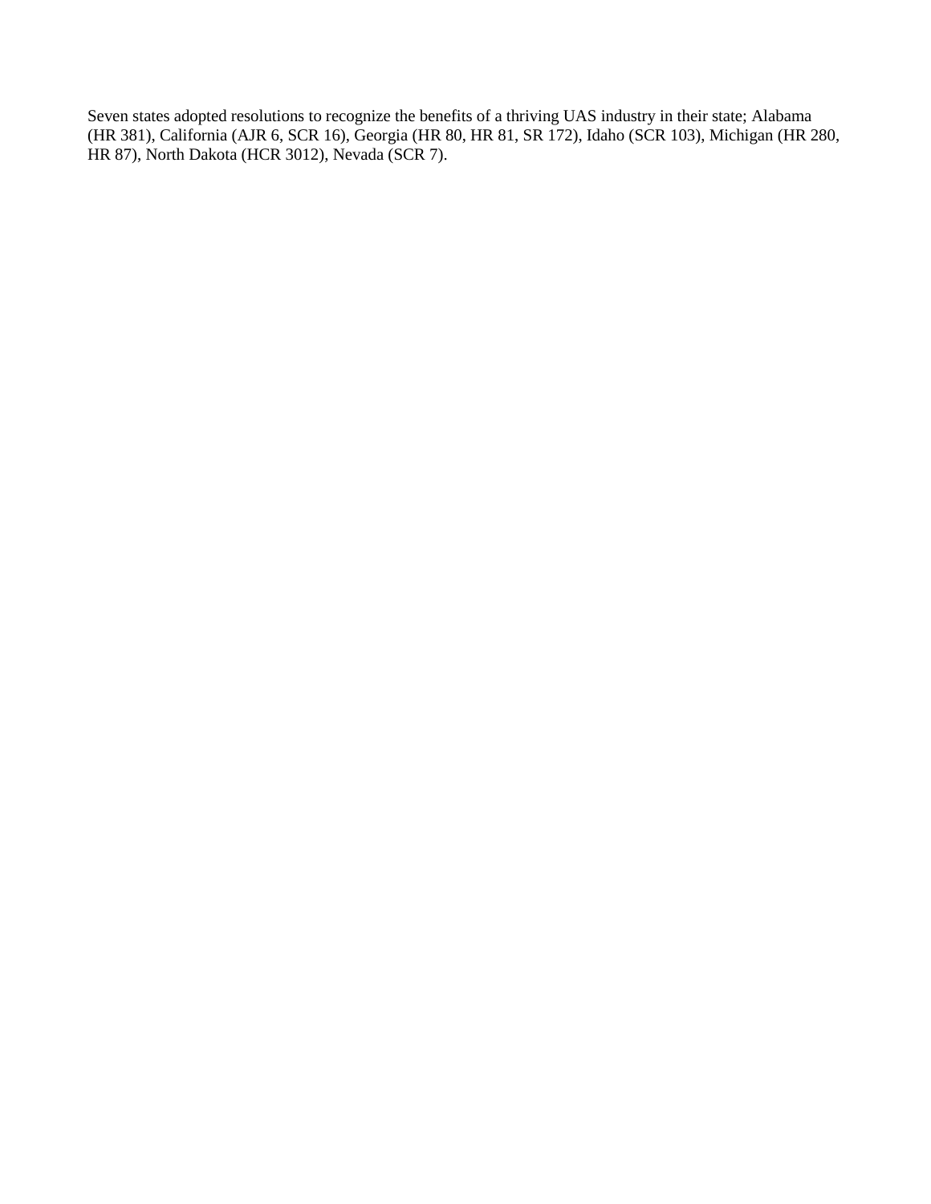Seven states adopted resolutions to recognize the benefits of a thriving UAS industry in their state; Alabama (HR 381), California (AJR 6, SCR 16), Georgia (HR 80, HR 81, SR 172), Idaho (SCR 103), Michigan (HR 280, HR 87), North Dakota (HCR 3012), Nevada (SCR 7).